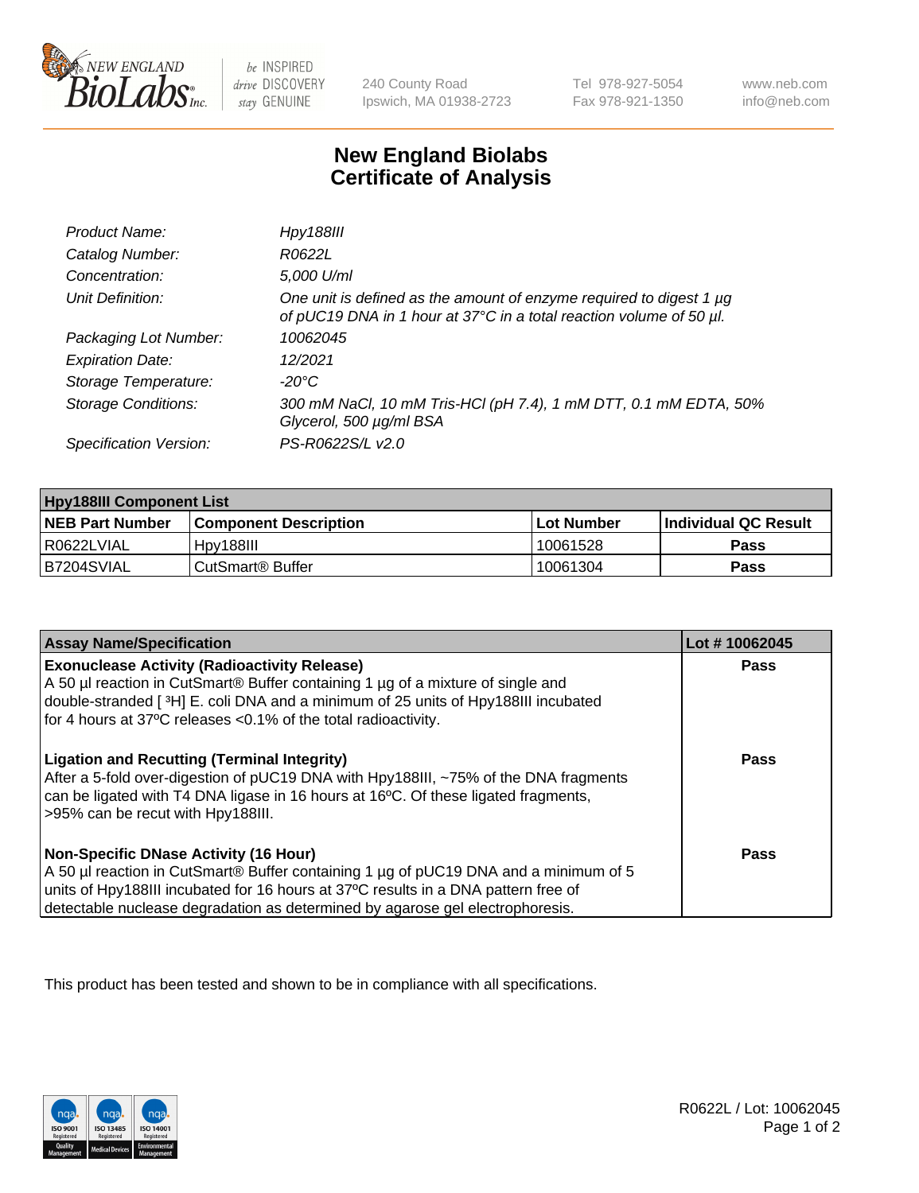240 County Road
Ipswich, MA 01938-2723

Tel 978-927-5054
Fax 978-921-1350

www.neb.com
info@neb.com

# New England Biolabs
# Certificate of Analysis

| | |
|---|---|
| *Product Name:* | *Hpy188III* |
| *Catalog Number:* | *R0622L* |
| *Concentration:* | *5,000 U/ml* |
| *Unit Definition:* | *One unit is defined as the amount of enzyme required to digest 1 µg of pUC19 DNA in 1 hour at 37°C in a total reaction volume of 50 µl.* |
| *Packaging Lot Number:* | *10062045* |
| *Expiration Date:* | *12/2021* |
| *Storage Temperature:* | *-20°C* |
| *Storage Conditions:* | *300 mM NaCl, 10 mM Tris-HCl (pH 7.4), 1 mM DTT, 0.1 mM EDTA, 50% Glycerol, 500 µg/ml BSA* |
| *Specification Version:* | *PS-R0622S/L v2.0* |

| **Hpy188III Component List** | | | |
|---|---|---|---|
| **NEB Part Number** | **Component Description** | **Lot Number** | **Individual QC Result** |
| R0622LVIAL | Hpy188III | 10061528 | **Pass** |
| B7204SVIAL | CutSmart® Buffer | 10061304 | **Pass** |

| **Assay Name/Specification** | **Lot # 10062045** |
|---|---|
| **Exonuclease Activity (Radioactivity Release)**<br>A 50 µl reaction in CutSmart® Buffer containing 1 µg of a mixture of single and double-stranded [ ³H] E. coli DNA and a minimum of 25 units of Hpy188III incubated for 4 hours at 37ºC releases <0.1% of the total radioactivity. | **Pass** |
| **Ligation and Recutting (Terminal Integrity)**<br>After a 5-fold over-digestion of pUC19 DNA with Hpy188III, ~75% of the DNA fragments can be ligated with T4 DNA ligase in 16 hours at 16ºC. Of these ligated fragments, >95% can be recut with Hpy188III. | **Pass** |
| **Non-Specific DNase Activity (16 Hour)**<br>A 50 µl reaction in CutSmart® Buffer containing 1 µg of pUC19 DNA and a minimum of 5 units of Hpy188III incubated for 16 hours at 37ºC results in a DNA pattern free of detectable nuclease degradation as determined by agarose gel electrophoresis. | **Pass** |

This product has been tested and shown to be in compliance with all specifications.

R0622L / Lot: 10062045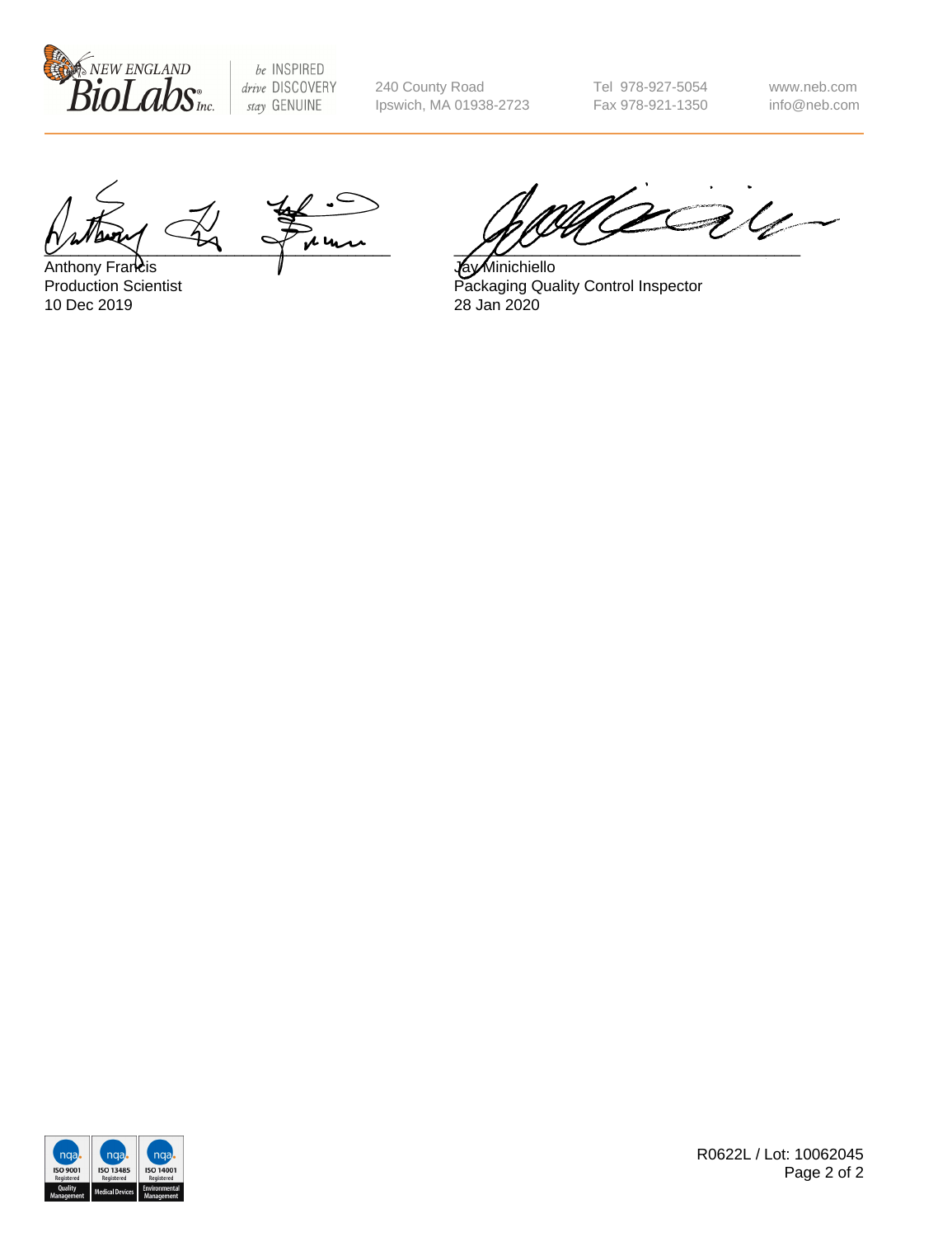NEW ENGLAND BioLabs Inc.

be INSPIRED
drive DISCOVERY
stay GENUINE

240 County Road
Ipswich, MA 01938-2723

Tel 978-927-5054
Fax 978-921-1350

www.neb.com
info@neb.com

Anthony Francis
Production Scientist
10 Dec 2019

Jay Minichiello
Packaging Quality Control Inspector
28 Jan 2020

ISO 9001 Registered Quality Management | ISO 13485 Registered Medical Devices | ISO 14001 Registered Environmental Management

R0622L / Lot: 10062045